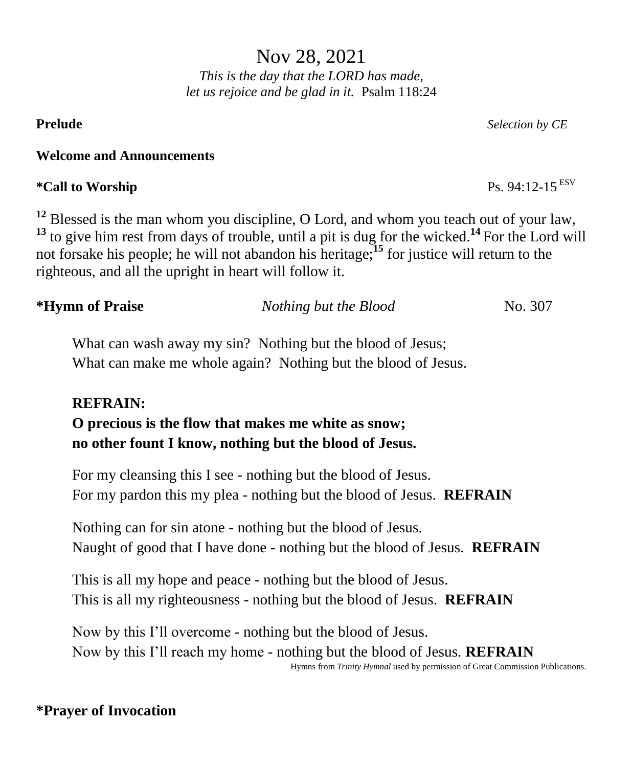# Nov 28, 2021

*This is the day that the LORD has made,*
*let us rejoice and be glad in it.* Psalm 118:24

**Prelude** *Selection by CE*

**Welcome and Announcements**

**\*Call to Worship** Ps. 94:12-15 ESV

[12] Blessed is the man whom you discipline, O Lord, and whom you teach out of your law, [13] to give him rest from days of trouble, until a pit is dug for the wicked.[14] For the Lord will not forsake his people; he will not abandon his heritage;[15] for justice will return to the righteous, and all the upright in heart will follow it.

**\*Hymn of Praise** *Nothing but the Blood* No. 307

What can wash away my sin? Nothing but the blood of Jesus;
What can make me whole again? Nothing but the blood of Jesus.

**REFRAIN:**
**O precious is the flow that makes me white as snow;**
**no other fount I know, nothing but the blood of Jesus.**

For my cleansing this I see - nothing but the blood of Jesus.
For my pardon this my plea - nothing but the blood of Jesus. **REFRAIN**

Nothing can for sin atone - nothing but the blood of Jesus.
Naught of good that I have done - nothing but the blood of Jesus. **REFRAIN**

This is all my hope and peace - nothing but the blood of Jesus.
This is all my righteousness - nothing but the blood of Jesus. **REFRAIN**

Now by this I'll overcome - nothing but the blood of Jesus.
Now by this I'll reach my home - nothing but the blood of Jesus. **REFRAIN**

Hymns from *Trinity Hymnal* used by permission of Great Commission Publications.

**\*Prayer of Invocation**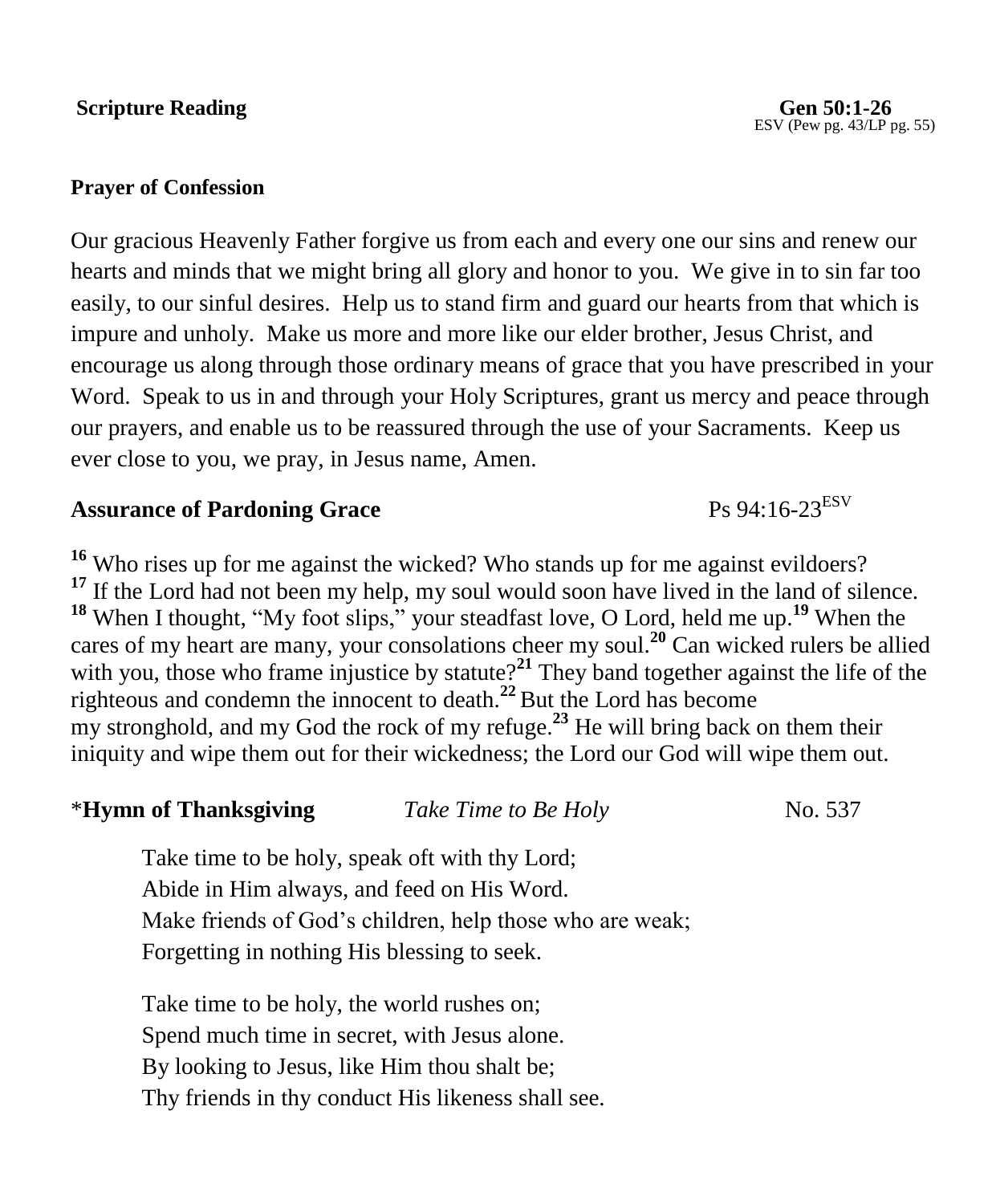**Scripture Reading** **Gen 50:1-26**
ESV (Pew pg. 43/LP pg. 55)

**Prayer of Confession**

Our gracious Heavenly Father forgive us from each and every one our sins and renew our hearts and minds that we might bring all glory and honor to you. We give in to sin far too easily, to our sinful desires. Help us to stand firm and guard our hearts from that which is impure and unholy. Make us more and more like our elder brother, Jesus Christ, and encourage us along through those ordinary means of grace that you have prescribed in your Word. Speak to us in and through your Holy Scriptures, grant us mercy and peace through our prayers, and enable us to be reassured through the use of your Sacraments. Keep us ever close to you, we pray, in Jesus name, Amen.

**Assurance of Pardoning Grace** Ps 94:16-23[ESV]

**16** Who rises up for me against the wicked? Who stands up for me against evildoers? **17** If the Lord had not been my help, my soul would soon have lived in the land of silence. **18** When I thought, "My foot slips," your steadfast love, O Lord, held me up. **19** When the cares of my heart are many, your consolations cheer my soul. **20** Can wicked rulers be allied with you, those who frame injustice by statute? **21** They band together against the life of the righteous and condemn the innocent to death. **22** But the Lord has become my stronghold, and my God the rock of my refuge. **23** He will bring back on them their iniquity and wipe them out for their wickedness; the Lord our God will wipe them out.

*__Hymn of Thanksgiving__ *Take Time to Be Holy* No. 537

Take time to be holy, speak oft with thy Lord;
Abide in Him always, and feed on His Word.
Make friends of God's children, help those who are weak;
Forgetting in nothing His blessing to seek.

Take time to be holy, the world rushes on;
Spend much time in secret, with Jesus alone.
By looking to Jesus, like Him thou shalt be;
Thy friends in thy conduct His likeness shall see.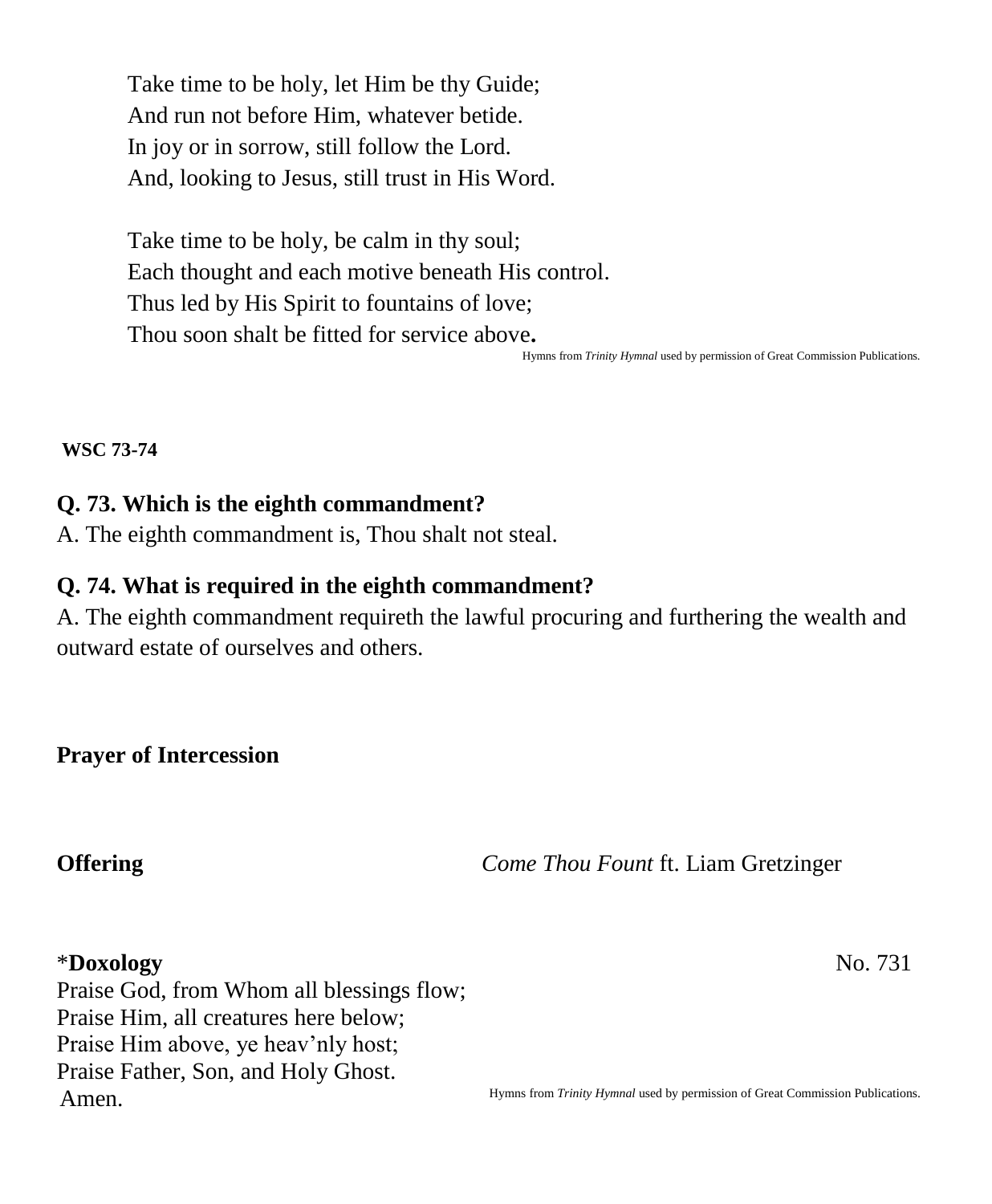Take time to be holy, let Him be thy Guide;
And run not before Him, whatever betide.
In joy or in sorrow, still follow the Lord.
And, looking to Jesus, still trust in His Word.

Take time to be holy, be calm in thy soul;
Each thought and each motive beneath His control.
Thus led by His Spirit to fountains of love;
Thou soon shalt be fitted for service above**.**

Hymns from *Trinity Hymnal* used by permission of Great Commission Publications.

**WSC 73-74**

**Q. 73. Which is the eighth commandment?**
A. The eighth commandment is, Thou shalt not steal.

**Q. 74. What is required in the eighth commandment?**
A. The eighth commandment requireth the lawful procuring and furthering the wealth and outward estate of ourselves and others.

**Prayer of Intercession**

**Offering** *Come Thou Fount* ft. Liam Gretzinger

\***Doxology** No. 731

Praise God, from Whom all blessings flow;
Praise Him, all creatures here below;
Praise Him above, ye heav'nly host;
Praise Father, Son, and Holy Ghost.
Amen.

Hymns from *Trinity Hymnal* used by permission of Great Commission Publications.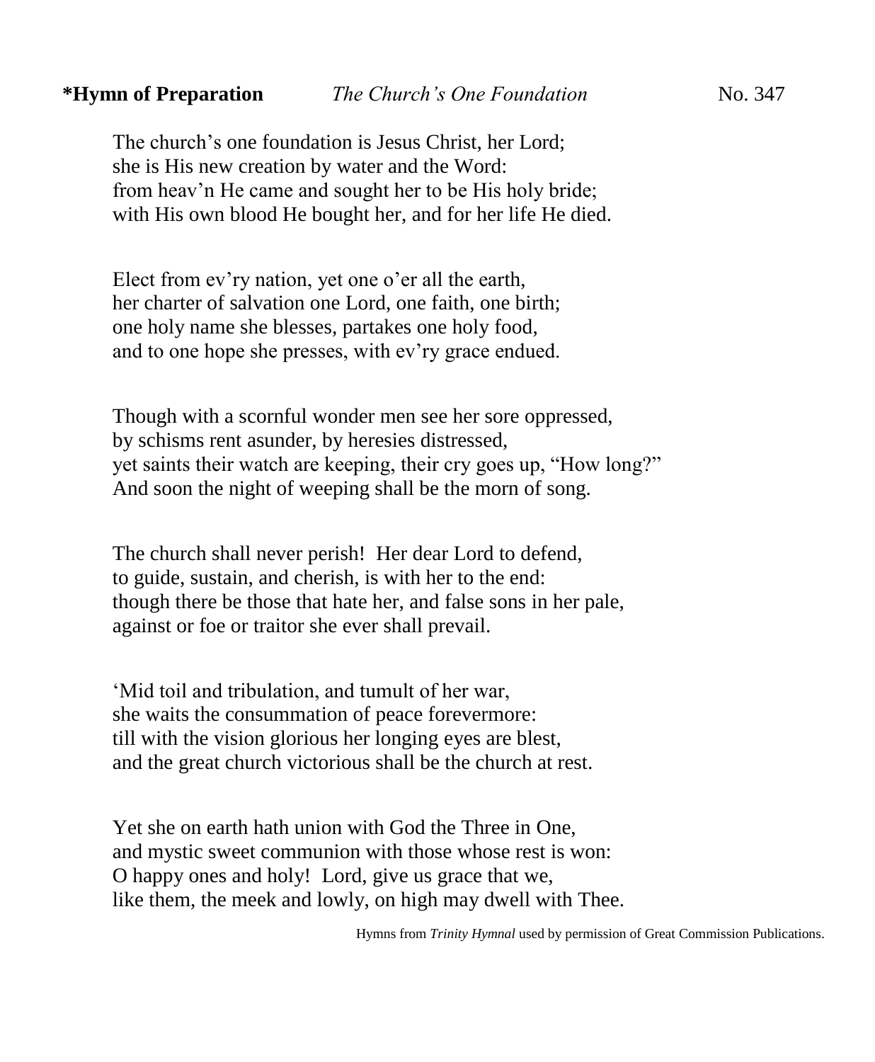**\*Hymn of Preparation** *The Church's One Foundation* No. 347

The church's one foundation is Jesus Christ, her Lord;
she is His new creation by water and the Word:
from heav'n He came and sought her to be His holy bride;
with His own blood He bought her, and for her life He died.

Elect from ev'ry nation, yet one o'er all the earth,
her charter of salvation one Lord, one faith, one birth;
one holy name she blesses, partakes one holy food,
and to one hope she presses, with ev'ry grace endued.

Though with a scornful wonder men see her sore oppressed,
by schisms rent asunder, by heresies distressed,
yet saints their watch are keeping, their cry goes up, "How long?"
And soon the night of weeping shall be the morn of song.

The church shall never perish! Her dear Lord to defend,
to guide, sustain, and cherish, is with her to the end:
though there be those that hate her, and false sons in her pale,
against or foe or traitor she ever shall prevail.

'Mid toil and tribulation, and tumult of her war,
she waits the consummation of peace forevermore:
till with the vision glorious her longing eyes are blest,
and the great church victorious shall be the church at rest.

Yet she on earth hath union with God the Three in One,
and mystic sweet communion with those whose rest is won:
O happy ones and holy! Lord, give us grace that we,
like them, the meek and lowly, on high may dwell with Thee.

Hymns from *Trinity Hymnal* used by permission of Great Commission Publications.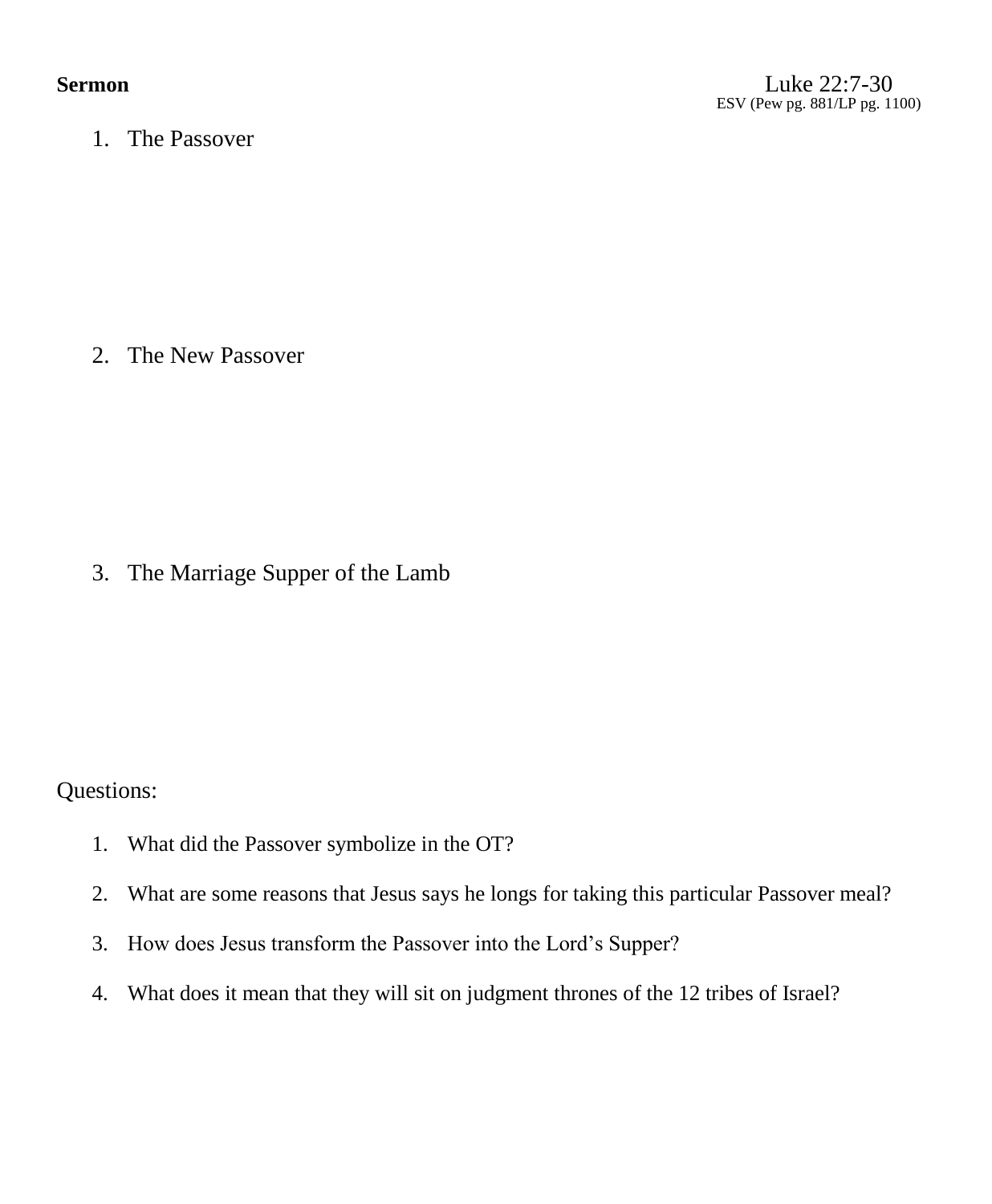**Sermon**

Luke 22:7-30
ESV (Pew pg. 881/LP pg. 1100)

1. The Passover

2. The New Passover

3. The Marriage Supper of the Lamb

Questions:

1. What did the Passover symbolize in the OT?
2. What are some reasons that Jesus says he longs for taking this particular Passover meal?
3. How does Jesus transform the Passover into the Lord's Supper?
4. What does it mean that they will sit on judgment thrones of the 12 tribes of Israel?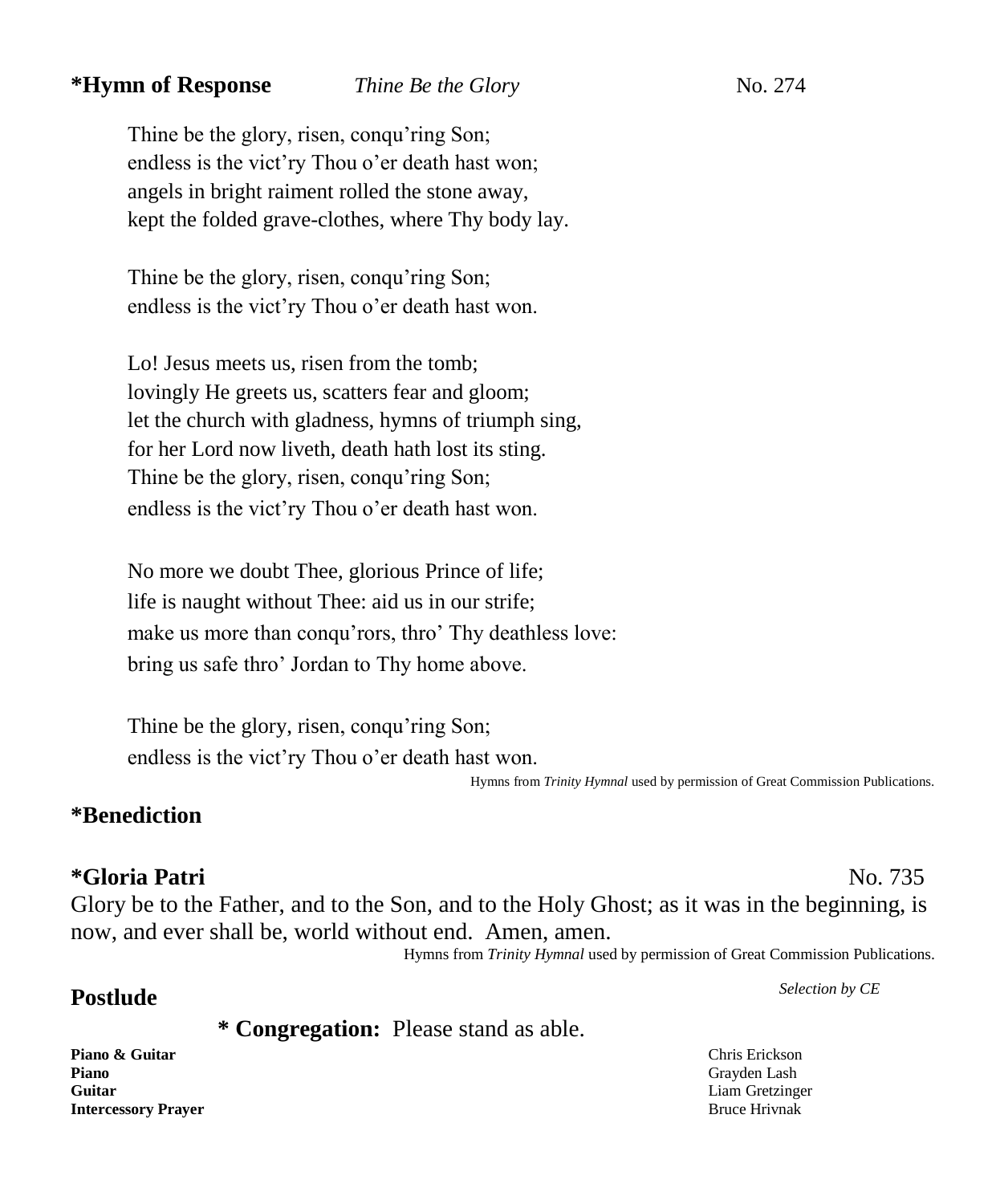**\*Hymn of Response** *Thine Be the Glory* No. 274

Thine be the glory, risen, conqu'ring Son;
endless is the vict'ry Thou o'er death hast won;
angels in bright raiment rolled the stone away,
kept the folded grave-clothes, where Thy body lay.

Thine be the glory, risen, conqu'ring Son;
endless is the vict'ry Thou o'er death hast won.

Lo! Jesus meets us, risen from the tomb;
lovingly He greets us, scatters fear and gloom;
let the church with gladness, hymns of triumph sing,
for her Lord now liveth, death hath lost its sting.
Thine be the glory, risen, conqu'ring Son;
endless is the vict'ry Thou o'er death hast won.

No more we doubt Thee, glorious Prince of life;
life is naught without Thee: aid us in our strife;
make us more than conqu'rors, thro' Thy deathless love:
bring us safe thro' Jordan to Thy home above.

Thine be the glory, risen, conqu'ring Son;
endless is the vict'ry Thou o'er death hast won.

Hymns from *Trinity Hymnal* used by permission of Great Commission Publications.

**\*Benediction**

**\*Gloria Patri** No. 735

Glory be to the Father, and to the Son, and to the Holy Ghost; as it was in the beginning, is now, and ever shall be, world without end. Amen, amen.

Hymns from *Trinity Hymnal* used by permission of Great Commission Publications.

**Postlude** *Selection by CE*

**\* Congregation:** Please stand as able.

**Piano & Guitar** Chris Erickson
**Piano** Grayden Lash
**Guitar** Liam Gretzinger
**Intercessory Prayer** Bruce Hrivnak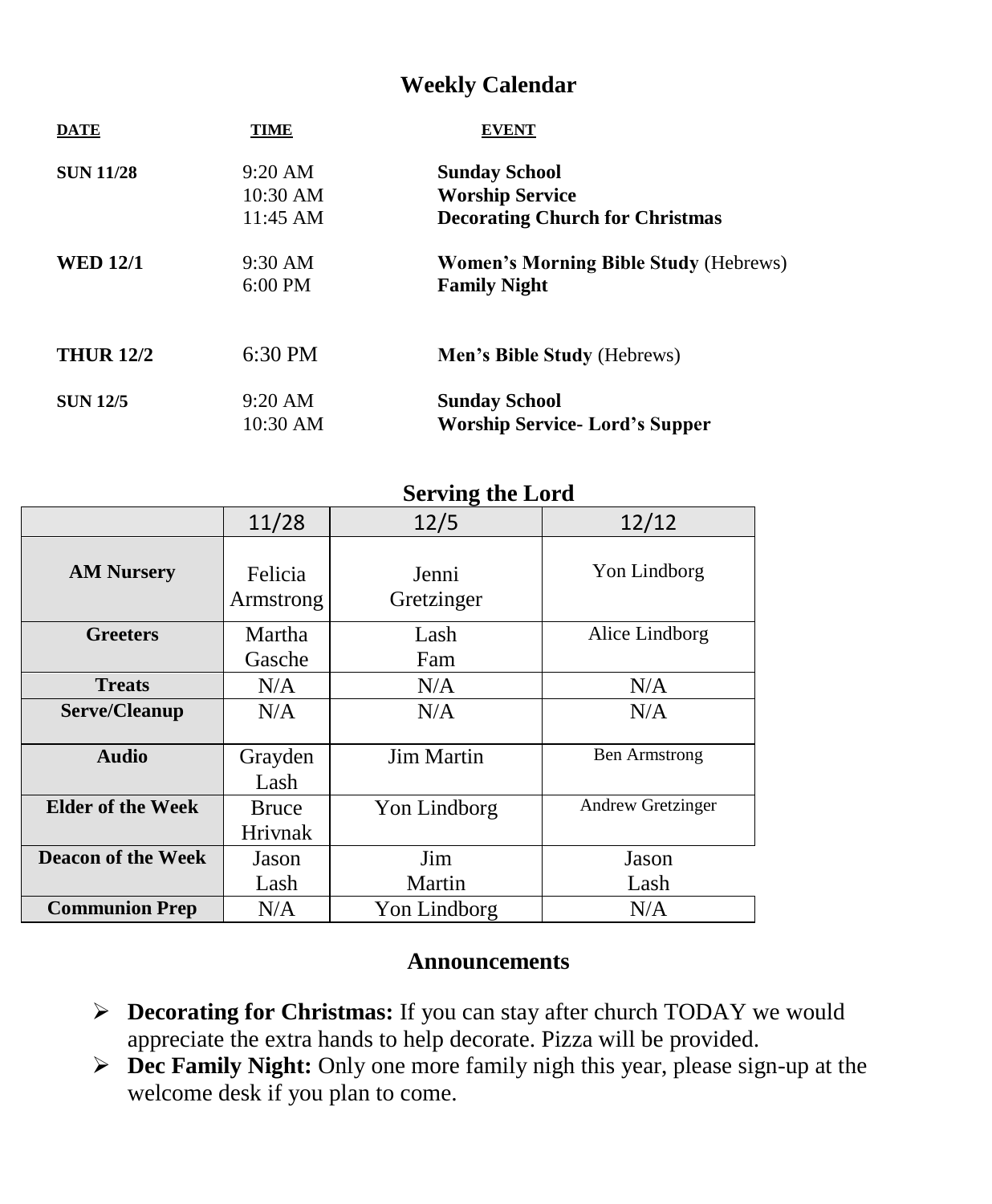## Weekly Calendar

| DATE | TIME | EVENT |
|---|---|---|
| **SUN 11/28** | 9:20 AM | **Sunday School** |
| | 10:30 AM | **Worship Service** |
| | 11:45 AM | **Decorating Church for Christmas** |
| **WED 12/1** | 9:30 AM | **Women's Morning Bible Study** (Hebrews) |
| | 6:00 PM | **Family Night** |
| **THUR 12/2** | 6:30 PM | **Men's Bible Study** (Hebrews) |
| **SUN 12/5** | 9:20 AM | **Sunday School** |
| | 10:30 AM | **Worship Service- Lord's Supper** |

## Serving the Lord

| | 11/28 | 12/5 | 12/12 |
|---|---|---|---|
| **AM Nursery** | Felicia Armstrong | Jenni Gretzinger | Yon Lindborg |
| **Greeters** | Martha Gasche | Lash Fam | Alice Lindborg |
| **Treats** | N/A | N/A | N/A |
| **Serve/Cleanup** | N/A | N/A | N/A |
| **Audio** | Grayden Lash | Jim Martin | Ben Armstrong |
| **Elder of the Week** | Bruce Hrivnak | Yon Lindborg | Andrew Gretzinger |
| **Deacon of the Week** | Jason Lash | Jim Martin | Jason Lash |
| **Communion Prep** | N/A | Yon Lindborg | N/A |

## Announcements

- **Decorating for Christmas:** If you can stay after church TODAY we would appreciate the extra hands to help decorate. Pizza will be provided.
- **Dec Family Night:** Only one more family nigh this year, please sign-up at the welcome desk if you plan to come.